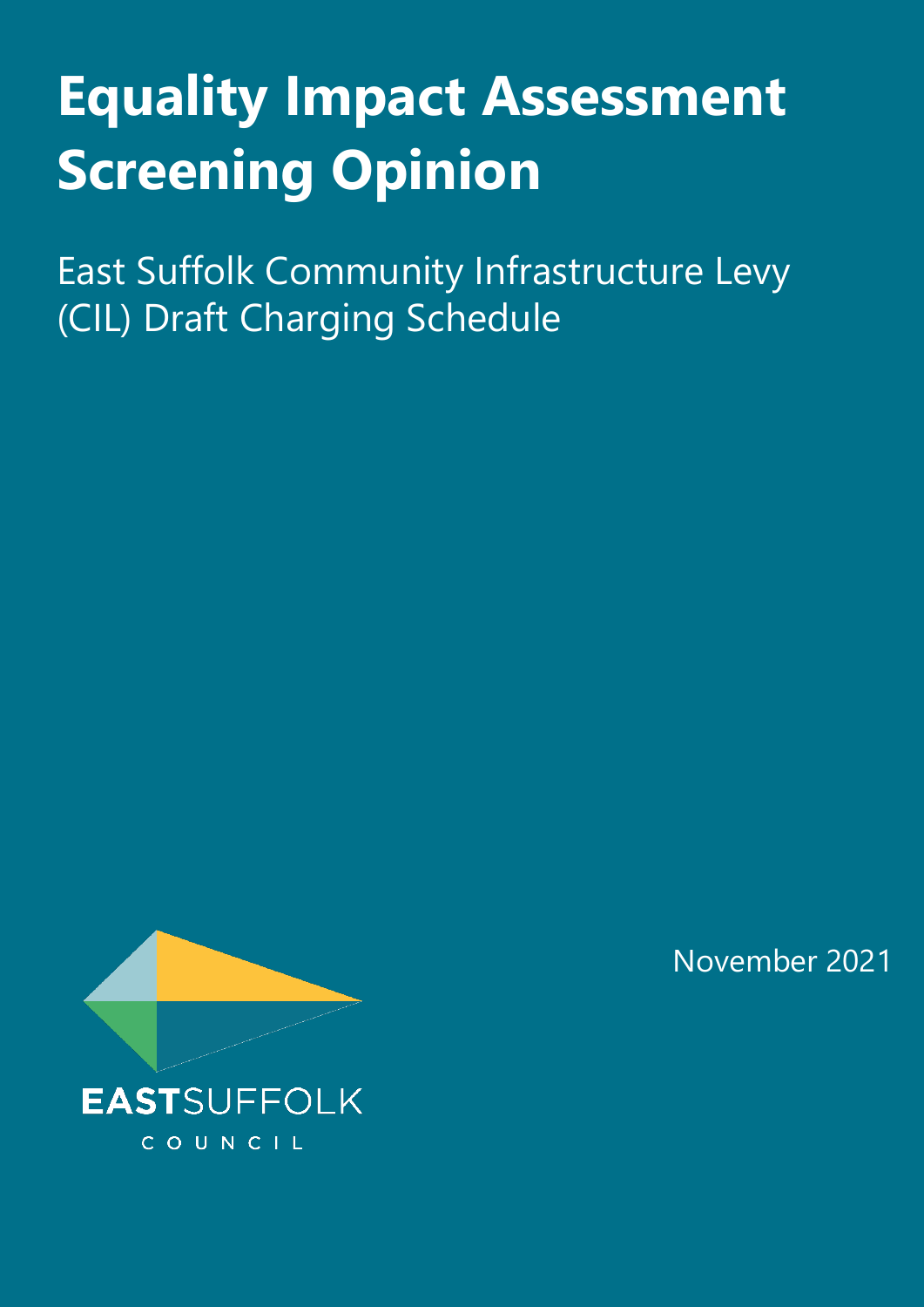# Equality Impact Assessment Screening Opinion

East Suffolk Community Infrastructure Levy (CIL) Draft Charging Schedule

November 2021

EASTSUFFOLK
COUNCIL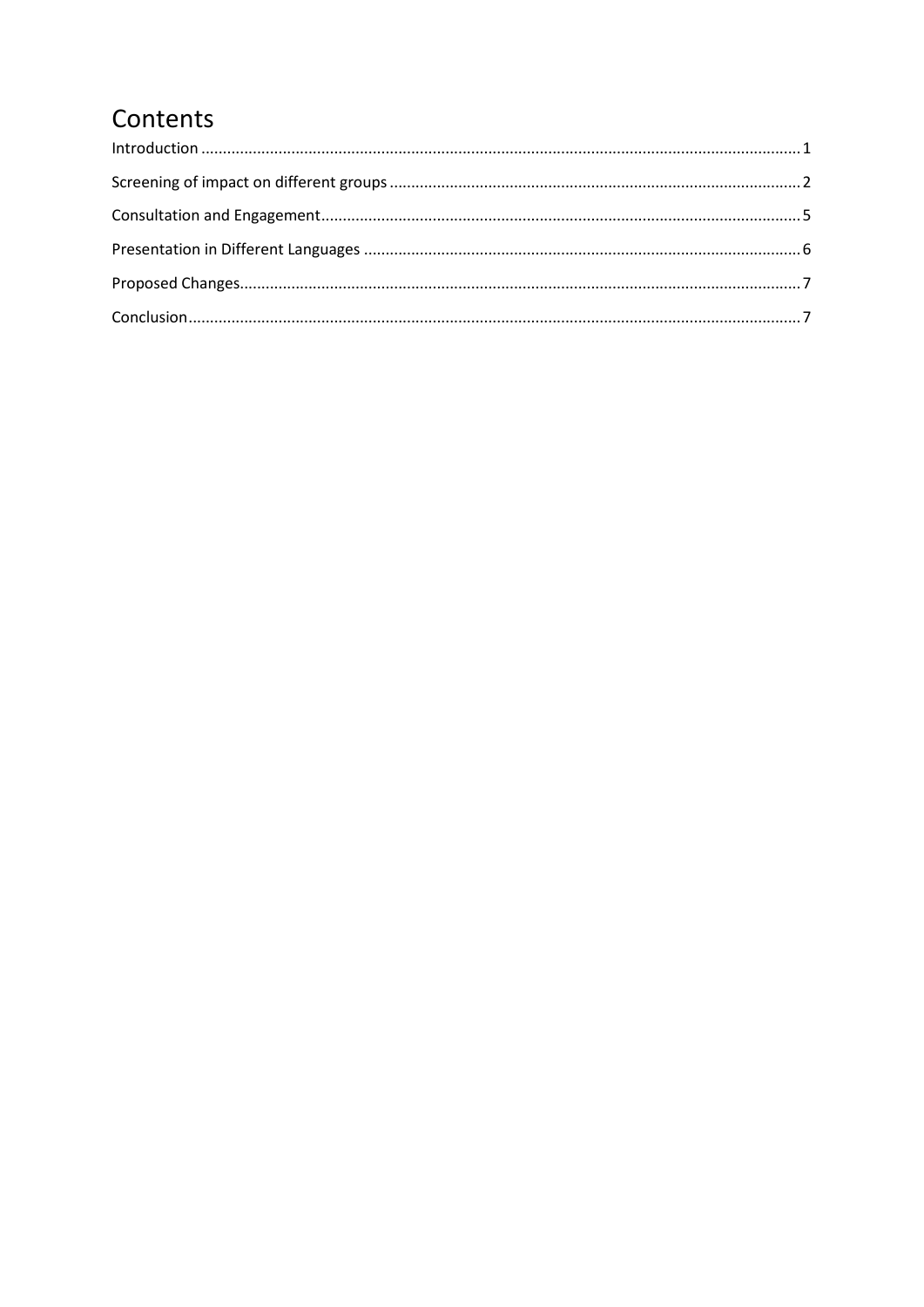# Contents

Introduction ........................................................................................................................................ 1

Screening of impact on different groups ............................................................................................ 2

Consultation and Engagement ............................................................................................................ 5

Presentation in Different Languages .................................................................................................. 6

Proposed Changes .............................................................................................................................. 7

Conclusion .......................................................................................................................................... 7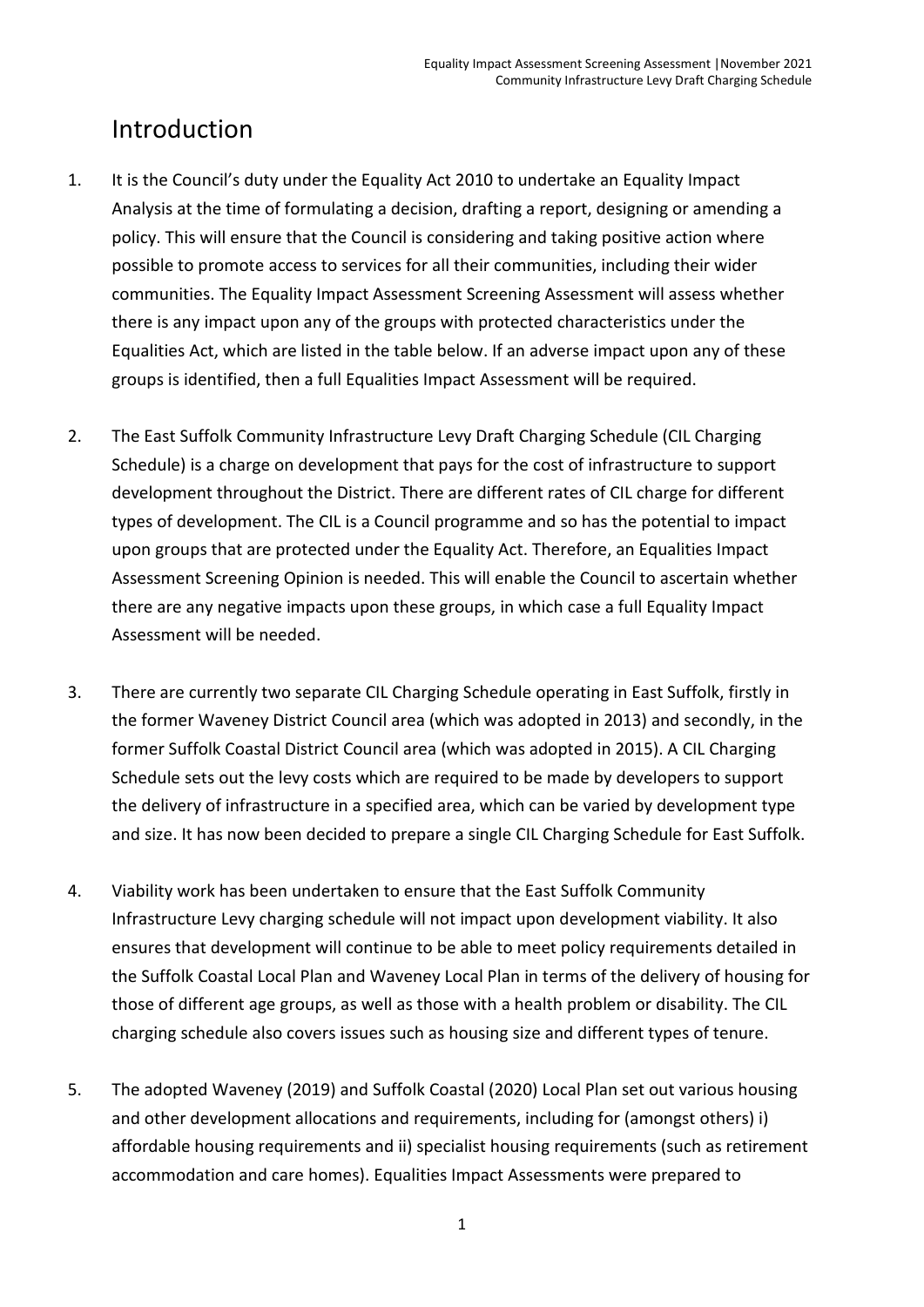# Introduction

1. It is the Council's duty under the Equality Act 2010 to undertake an Equality Impact Analysis at the time of formulating a decision, drafting a report, designing or amending a policy. This will ensure that the Council is considering and taking positive action where possible to promote access to services for all their communities, including their wider communities. The Equality Impact Assessment Screening Assessment will assess whether there is any impact upon any of the groups with protected characteristics under the Equalities Act, which are listed in the table below. If an adverse impact upon any of these groups is identified, then a full Equalities Impact Assessment will be required.

2. The East Suffolk Community Infrastructure Levy Draft Charging Schedule (CIL Charging Schedule) is a charge on development that pays for the cost of infrastructure to support development throughout the District. There are different rates of CIL charge for different types of development. The CIL is a Council programme and so has the potential to impact upon groups that are protected under the Equality Act. Therefore, an Equalities Impact Assessment Screening Opinion is needed. This will enable the Council to ascertain whether there are any negative impacts upon these groups, in which case a full Equality Impact Assessment will be needed.

3. There are currently two separate CIL Charging Schedule operating in East Suffolk, firstly in the former Waveney District Council area (which was adopted in 2013) and secondly, in the former Suffolk Coastal District Council area (which was adopted in 2015). A CIL Charging Schedule sets out the levy costs which are required to be made by developers to support the delivery of infrastructure in a specified area, which can be varied by development type and size. It has now been decided to prepare a single CIL Charging Schedule for East Suffolk.

4. Viability work has been undertaken to ensure that the East Suffolk Community Infrastructure Levy charging schedule will not impact upon development viability. It also ensures that development will continue to be able to meet policy requirements detailed in the Suffolk Coastal Local Plan and Waveney Local Plan in terms of the delivery of housing for those of different age groups, as well as those with a health problem or disability. The CIL charging schedule also covers issues such as housing size and different types of tenure.

5. The adopted Waveney (2019) and Suffolk Coastal (2020) Local Plan set out various housing and other development allocations and requirements, including for (amongst others) i) affordable housing requirements and ii) specialist housing requirements (such as retirement accommodation and care homes). Equalities Impact Assessments were prepared to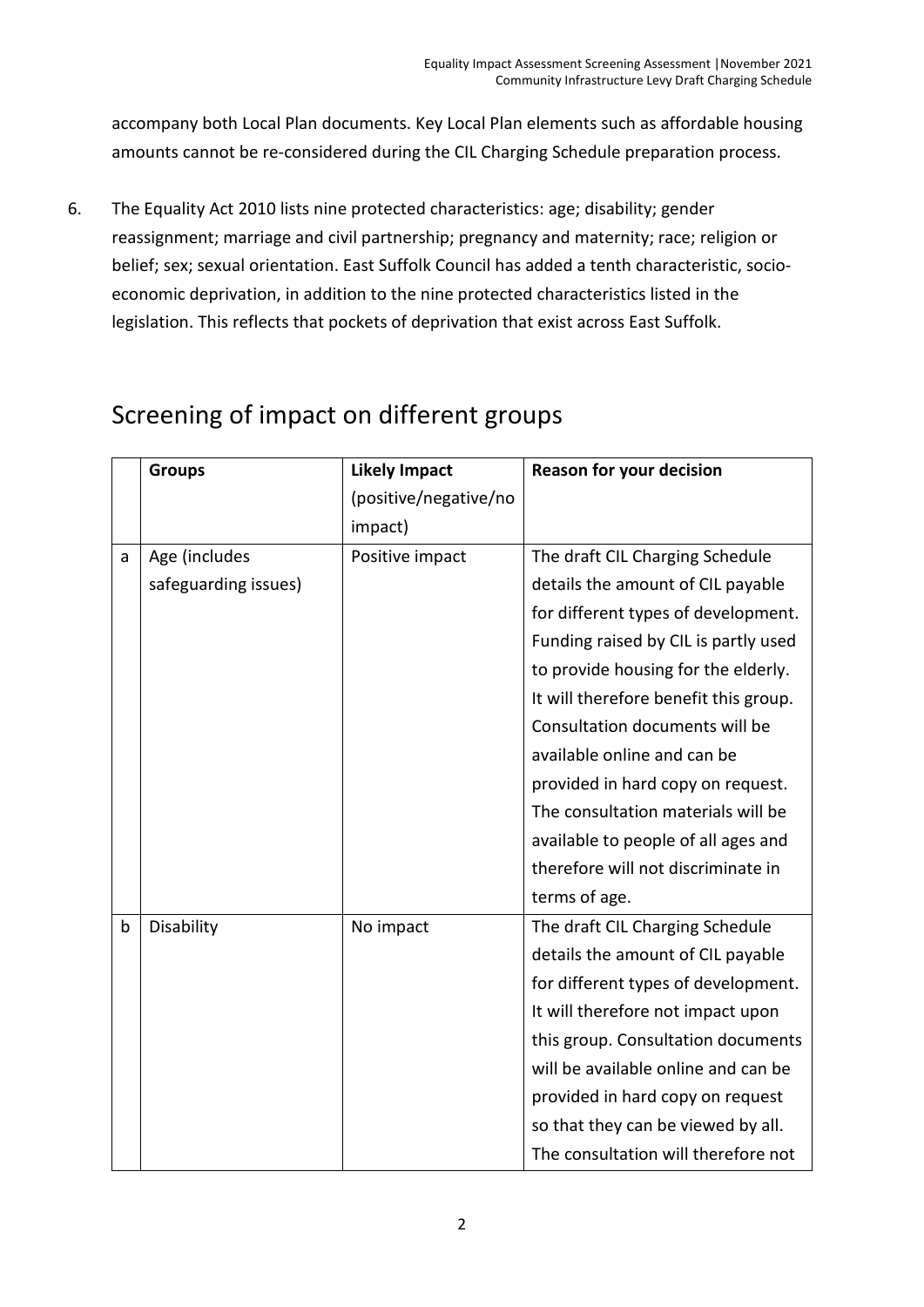accompany both Local Plan documents. Key Local Plan elements such as affordable housing amounts cannot be re-considered during the CIL Charging Schedule preparation process.

6. The Equality Act 2010 lists nine protected characteristics: age; disability; gender reassignment; marriage and civil partnership; pregnancy and maternity; race; religion or belief; sex; sexual orientation. East Suffolk Council has added a tenth characteristic, socio-economic deprivation, in addition to the nine protected characteristics listed in the legislation. This reflects that pockets of deprivation that exist across East Suffolk.

## Screening of impact on different groups

| | **Groups** | **Likely Impact** (positive/negative/no impact) | **Reason for your decision** |
|---|---|---|---|
| a | Age (includes safeguarding issues) | Positive impact | The draft CIL Charging Schedule details the amount of CIL payable for different types of development. Funding raised by CIL is partly used to provide housing for the elderly. It will therefore benefit this group. Consultation documents will be available online and can be provided in hard copy on request. The consultation materials will be available to people of all ages and therefore will not discriminate in terms of age. |
| b | Disability | No impact | The draft CIL Charging Schedule details the amount of CIL payable for different types of development. It will therefore not impact upon this group. Consultation documents will be available online and can be provided in hard copy on request so that they can be viewed by all. The consultation will therefore not |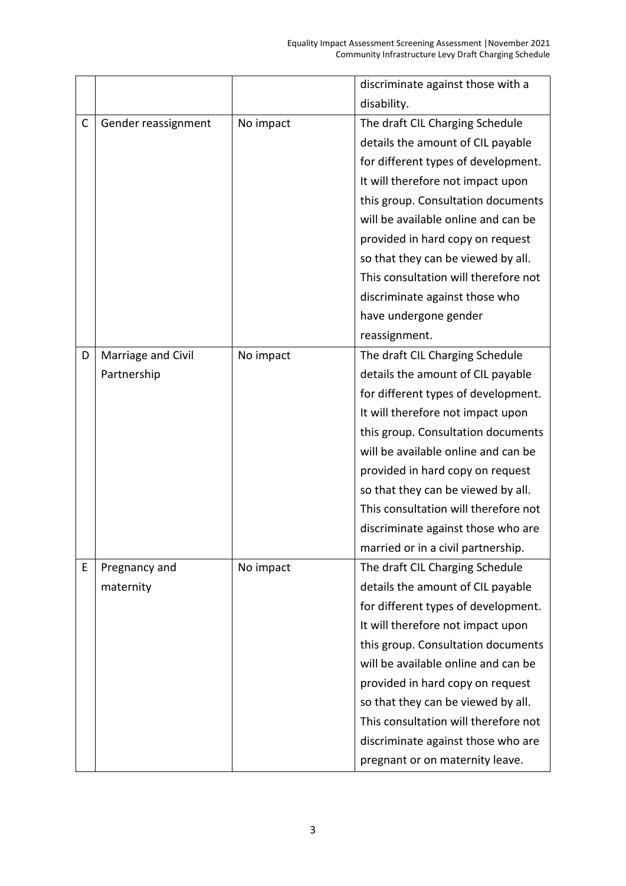|   |   |   |   |
|---|---|---|---|
| | | | discriminate against those with a disability. |
| C | Gender reassignment | No impact | The draft CIL Charging Schedule details the amount of CIL payable for different types of development. It will therefore not impact upon this group. Consultation documents will be available online and can be provided in hard copy on request so that they can be viewed by all. This consultation will therefore not discriminate against those who have undergone gender reassignment. |
| D | Marriage and Civil Partnership | No impact | The draft CIL Charging Schedule details the amount of CIL payable for different types of development. It will therefore not impact upon this group. Consultation documents will be available online and can be provided in hard copy on request so that they can be viewed by all. This consultation will therefore not discriminate against those who are married or in a civil partnership. |
| E | Pregnancy and maternity | No impact | The draft CIL Charging Schedule details the amount of CIL payable for different types of development. It will therefore not impact upon this group. Consultation documents will be available online and can be provided in hard copy on request so that they can be viewed by all. This consultation will therefore not discriminate against those who are pregnant or on maternity leave. |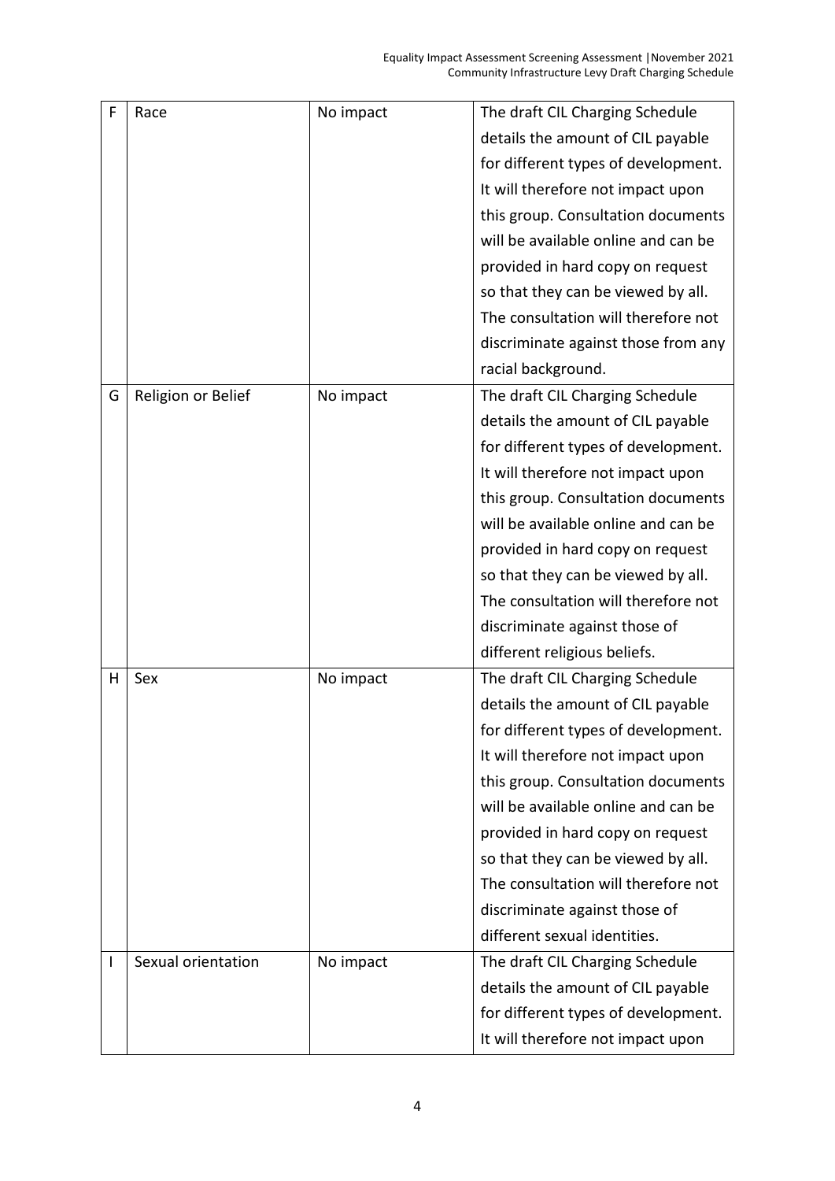| F | Race | No impact | The draft CIL Charging Schedule details the amount of CIL payable for different types of development. It will therefore not impact upon this group. Consultation documents will be available online and can be provided in hard copy on request so that they can be viewed by all. The consultation will therefore not discriminate against those from any racial background. |
|---|---|---|---|
| G | Religion or Belief | No impact | The draft CIL Charging Schedule details the amount of CIL payable for different types of development. It will therefore not impact upon this group. Consultation documents will be available online and can be provided in hard copy on request so that they can be viewed by all. The consultation will therefore not discriminate against those of different religious beliefs. |
| H | Sex | No impact | The draft CIL Charging Schedule details the amount of CIL payable for different types of development. It will therefore not impact upon this group. Consultation documents will be available online and can be provided in hard copy on request so that they can be viewed by all. The consultation will therefore not discriminate against those of different sexual identities. |
| I | Sexual orientation | No impact | The draft CIL Charging Schedule details the amount of CIL payable for different types of development. It will therefore not impact upon |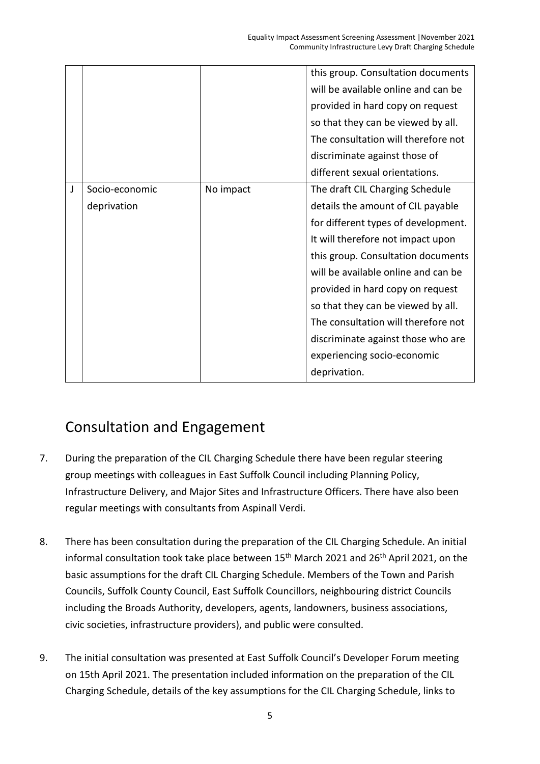| | | | |
|---|---|---|---|
| | | | this group. Consultation documents will be available online and can be provided in hard copy on request so that they can be viewed by all. The consultation will therefore not discriminate against those of different sexual orientations. |
| J | Socio-economic deprivation | No impact | The draft CIL Charging Schedule details the amount of CIL payable for different types of development. It will therefore not impact upon this group. Consultation documents will be available online and can be provided in hard copy on request so that they can be viewed by all. The consultation will therefore not discriminate against those who are experiencing socio-economic deprivation. |

## Consultation and Engagement

7. During the preparation of the CIL Charging Schedule there have been regular steering group meetings with colleagues in East Suffolk Council including Planning Policy, Infrastructure Delivery, and Major Sites and Infrastructure Officers. There have also been regular meetings with consultants from Aspinall Verdi.

8. There has been consultation during the preparation of the CIL Charging Schedule. An initial informal consultation took take place between 15th March 2021 and 26th April 2021, on the basic assumptions for the draft CIL Charging Schedule. Members of the Town and Parish Councils, Suffolk County Council, East Suffolk Councillors, neighbouring district Councils including the Broads Authority, developers, agents, landowners, business associations, civic societies, infrastructure providers), and public were consulted.

9. The initial consultation was presented at East Suffolk Council's Developer Forum meeting on 15th April 2021. The presentation included information on the preparation of the CIL Charging Schedule, details of the key assumptions for the CIL Charging Schedule, links to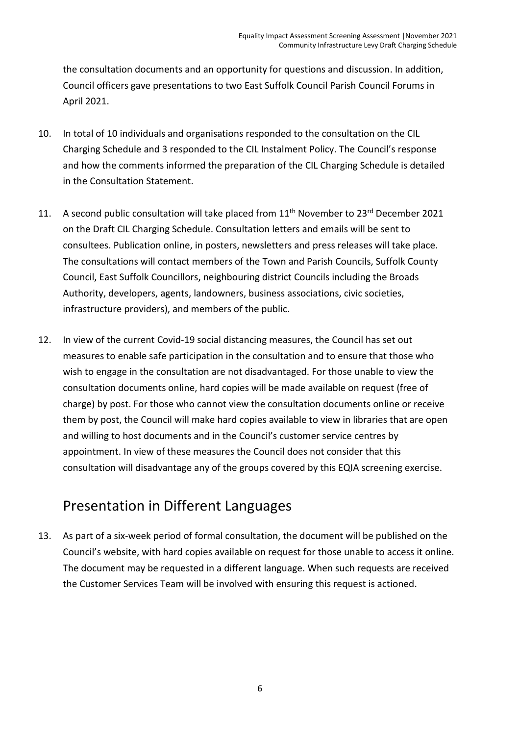the consultation documents and an opportunity for questions and discussion. In addition, Council officers gave presentations to two East Suffolk Council Parish Council Forums in April 2021.

10. In total of 10 individuals and organisations responded to the consultation on the CIL Charging Schedule and 3 responded to the CIL Instalment Policy. The Council's response and how the comments informed the preparation of the CIL Charging Schedule is detailed in the Consultation Statement.

11. A second public consultation will take placed from 11th November to 23rd December 2021 on the Draft CIL Charging Schedule. Consultation letters and emails will be sent to consultees. Publication online, in posters, newsletters and press releases will take place. The consultations will contact members of the Town and Parish Councils, Suffolk County Council, East Suffolk Councillors, neighbouring district Councils including the Broads Authority, developers, agents, landowners, business associations, civic societies, infrastructure providers), and members of the public.

12. In view of the current Covid-19 social distancing measures, the Council has set out measures to enable safe participation in the consultation and to ensure that those who wish to engage in the consultation are not disadvantaged. For those unable to view the consultation documents online, hard copies will be made available on request (free of charge) by post. For those who cannot view the consultation documents online or receive them by post, the Council will make hard copies available to view in libraries that are open and willing to host documents and in the Council's customer service centres by appointment. In view of these measures the Council does not consider that this consultation will disadvantage any of the groups covered by this EQIA screening exercise.

## Presentation in Different Languages

13. As part of a six-week period of formal consultation, the document will be published on the Council's website, with hard copies available on request for those unable to access it online. The document may be requested in a different language. When such requests are received the Customer Services Team will be involved with ensuring this request is actioned.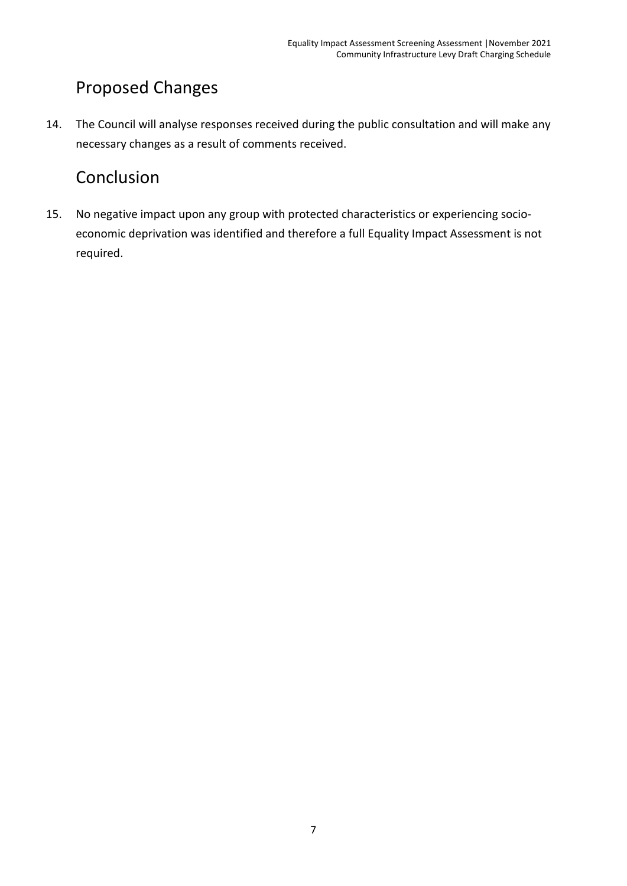## Proposed Changes

14. The Council will analyse responses received during the public consultation and will make any necessary changes as a result of comments received.

## Conclusion

15. No negative impact upon any group with protected characteristics or experiencing socio-economic deprivation was identified and therefore a full Equality Impact Assessment is not required.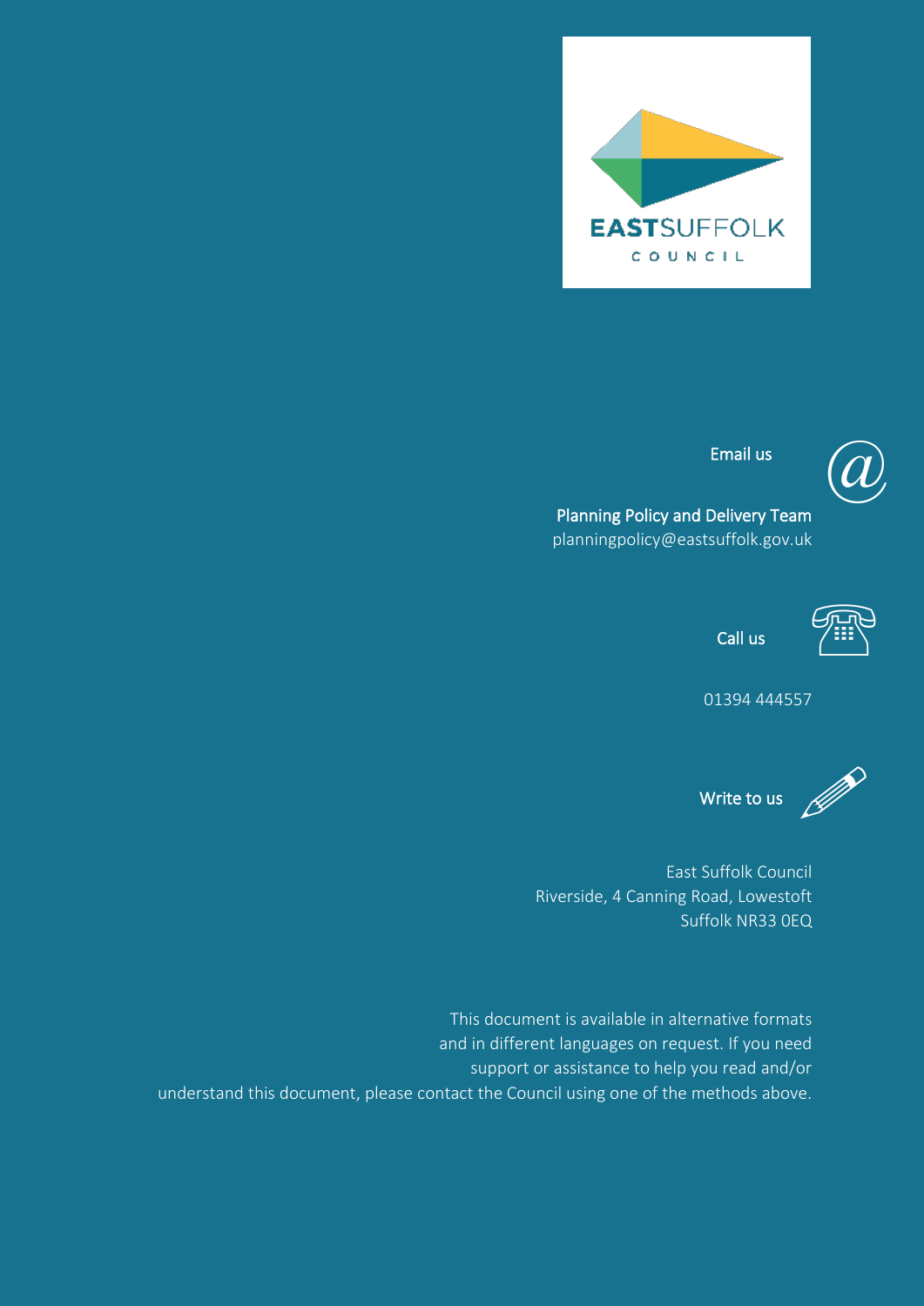EAST SUFFOLK COUNCIL

**Email us**

**Planning Policy and Delivery Team**
planningpolicy@eastsuffolk.gov.uk

**Call us**

01394 444557

**Write to us**

East Suffolk Council
Riverside, 4 Canning Road, Lowestoft
Suffolk NR33 0EQ

This document is available in alternative formats and in different languages on request. If you need support or assistance to help you read and/or understand this document, please contact the Council using one of the methods above.